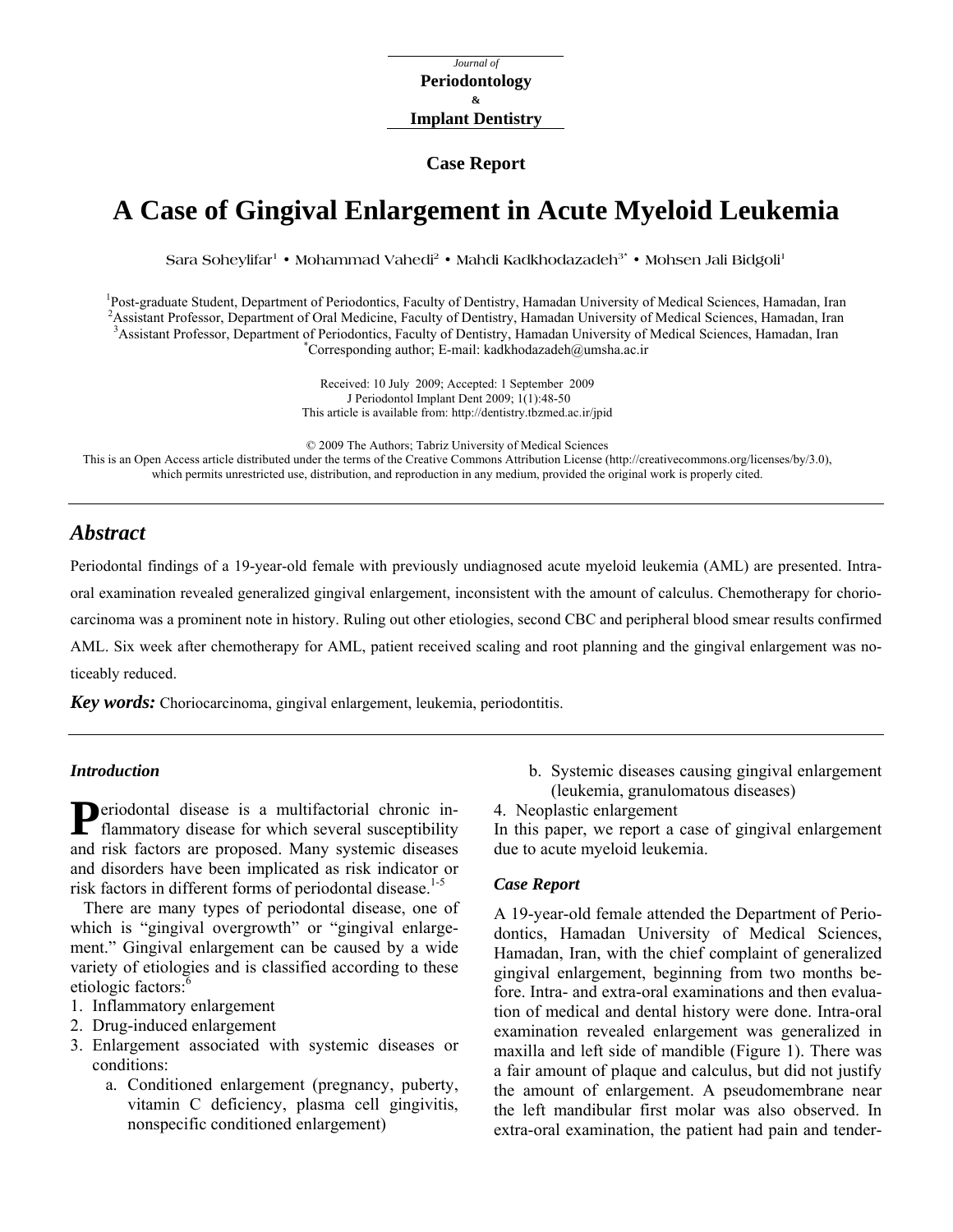Journal of
**Periodontology**
&
**Implant Dentistry**

**Case Report**

# A Case of Gingival Enlargement in Acute Myeloid Leukemia

Sara Soheylifar[1] • Mohammad Vahedi[2] • Mahdi Kadkhodazadeh[3*] • Mohsen Jali Bidgoli[1]

[1]Post-graduate Student, Department of Periodontics, Faculty of Dentistry, Hamadan University of Medical Sciences, Hamadan, Iran
[2]Assistant Professor, Department of Oral Medicine, Faculty of Dentistry, Hamadan University of Medical Sciences, Hamadan, Iran
[3]Assistant Professor, Department of Periodontics, Faculty of Dentistry, Hamadan University of Medical Sciences, Hamadan, Iran
[*]Corresponding author; E-mail: kadkhodazadeh@umsha.ac.ir

Received: 10 July 2009; Accepted: 1 September 2009
J Periodontol Implant Dent 2009; 1(1):48-50
This article is available from: http://dentistry.tbzmed.ac.ir/jpid

© 2009 The Authors; Tabriz University of Medical Sciences
This is an Open Access article distributed under the terms of the Creative Commons Attribution License (http://creativecommons.org/licenses/by/3.0), which permits unrestricted use, distribution, and reproduction in any medium, provided the original work is properly cited.

## *Abstract*

Periodontal findings of a 19-year-old female with previously undiagnosed acute myeloid leukemia (AML) are presented. Intra-oral examination revealed generalized gingival enlargement, inconsistent with the amount of calculus. Chemotherapy for choriocarcinoma was a prominent note in history. Ruling out other etiologies, second CBC and peripheral blood smear results confirmed AML. Six week after chemotherapy for AML, patient received scaling and root planning and the gingival enlargement was noticeably reduced.

***Key words:*** Choriocarcinoma, gingival enlargement, leukemia, periodontitis.

### *Introduction*

Periodontal disease is a multifactorial chronic inflammatory disease for which several susceptibility and risk factors are proposed. Many systemic diseases and disorders have been implicated as risk indicator or risk factors in different forms of periodontal disease.[1-5]

There are many types of periodontal disease, one of which is "gingival overgrowth" or "gingival enlargement." Gingival enlargement can be caused by a wide variety of etiologies and is classified according to these etiologic factors:[6]

1. Inflammatory enlargement
2. Drug-induced enlargement
3. Enlargement associated with systemic diseases or conditions:
   a. Conditioned enlargement (pregnancy, puberty, vitamin C deficiency, plasma cell gingivitis, nonspecific conditioned enlargement)
   b. Systemic diseases causing gingival enlargement (leukemia, granulomatous diseases)
4. Neoplastic enlargement

In this paper, we report a case of gingival enlargement due to acute myeloid leukemia.

### *Case Report*

A 19-year-old female attended the Department of Periodontics, Hamadan University of Medical Sciences, Hamadan, Iran, with the chief complaint of generalized gingival enlargement, beginning from two months before. Intra- and extra-oral examinations and then evaluation of medical and dental history were done. Intra-oral examination revealed enlargement was generalized in maxilla and left side of mandible (Figure 1). There was a fair amount of plaque and calculus, but did not justify the amount of enlargement. A pseudomembrane near the left mandibular first molar was also observed. In extra-oral examination, the patient had pain and tender-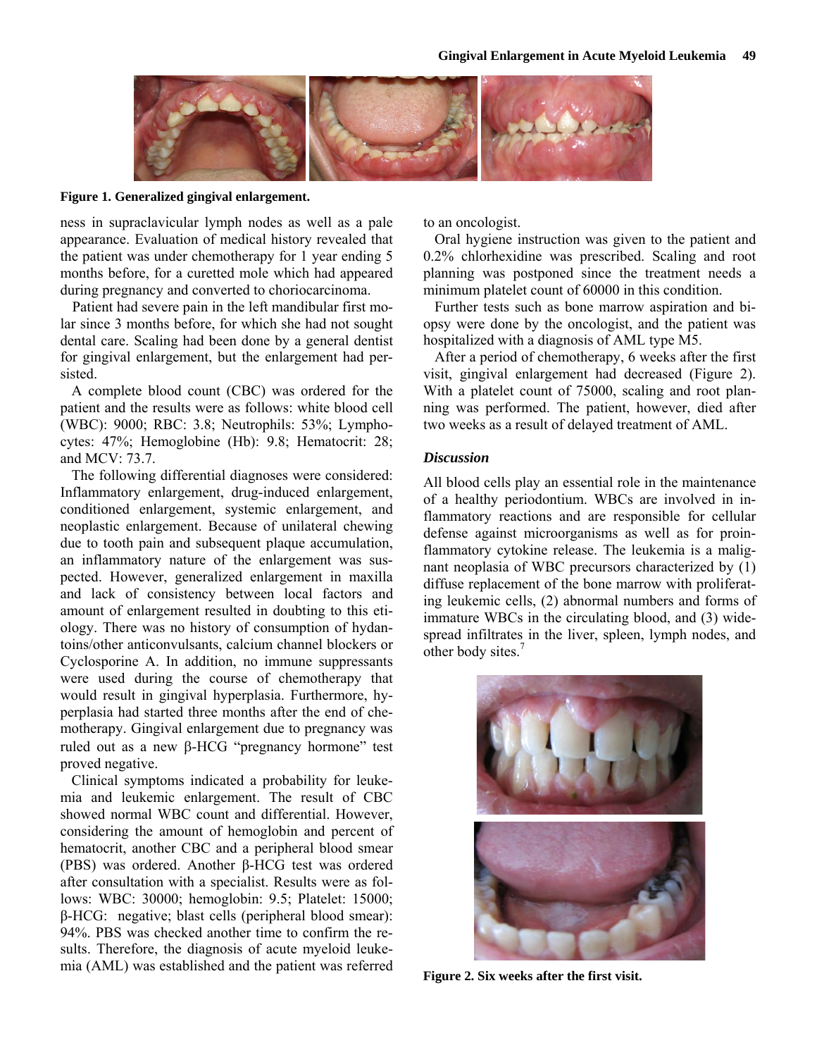**Figure 1. Generalized gingival enlargement.**

ness in supraclavicular lymph nodes as well as a pale appearance. Evaluation of medical history revealed that the patient was under chemotherapy for 1 year ending 5 months before, for a curetted mole which had appeared during pregnancy and converted to choriocarcinoma.

Patient had severe pain in the left mandibular first molar since 3 months before, for which she had not sought dental care. Scaling had been done by a general dentist for gingival enlargement, but the enlargement had persisted.

A complete blood count (CBC) was ordered for the patient and the results were as follows: white blood cell (WBC): 9000; RBC: 3.8; Neutrophils: 53%; Lymphocytes: 47%; Hemoglobine (Hb): 9.8; Hematocrit: 28; and MCV: 73.7.

The following differential diagnoses were considered: Inflammatory enlargement, drug-induced enlargement, conditioned enlargement, systemic enlargement, and neoplastic enlargement. Because of unilateral chewing due to tooth pain and subsequent plaque accumulation, an inflammatory nature of the enlargement was suspected. However, generalized enlargement in maxilla and lack of consistency between local factors and amount of enlargement resulted in doubting to this etiology. There was no history of consumption of hydantoins/other anticonvulsants, calcium channel blockers or Cyclosporine A. In addition, no immune suppressants were used during the course of chemotherapy that would result in gingival hyperplasia. Furthermore, hyperplasia had started three months after the end of chemotherapy. Gingival enlargement due to pregnancy was ruled out as a new β-HCG "pregnancy hormone" test proved negative.

Clinical symptoms indicated a probability for leukemia and leukemic enlargement. The result of CBC showed normal WBC count and differential. However, considering the amount of hemoglobin and percent of hematocrit, another CBC and a peripheral blood smear (PBS) was ordered. Another β-HCG test was ordered after consultation with a specialist. Results were as follows: WBC: 30000; hemoglobin: 9.5; Platelet: 15000; β-HCG: negative; blast cells (peripheral blood smear): 94%. PBS was checked another time to confirm the results. Therefore, the diagnosis of acute myeloid leukemia (AML) was established and the patient was referred to an oncologist.

Oral hygiene instruction was given to the patient and 0.2% chlorhexidine was prescribed. Scaling and root planning was postponed since the treatment needs a minimum platelet count of 60000 in this condition.

Further tests such as bone marrow aspiration and biopsy were done by the oncologist, and the patient was hospitalized with a diagnosis of AML type M5.

After a period of chemotherapy, 6 weeks after the first visit, gingival enlargement had decreased (Figure 2). With a platelet count of 75000, scaling and root planning was performed. The patient, however, died after two weeks as a result of delayed treatment of AML.

### *Discussion*

All blood cells play an essential role in the maintenance of a healthy periodontium. WBCs are involved in inflammatory reactions and are responsible for cellular defense against microorganisms as well as for proinflammatory cytokine release. The leukemia is a malignant neoplasia of WBC precursors characterized by (1) diffuse replacement of the bone marrow with proliferating leukemic cells, (2) abnormal numbers and forms of immature WBCs in the circulating blood, and (3) widespread infiltrates in the liver, spleen, lymph nodes, and other body sites.[7]

**Figure 2. Six weeks after the first visit.**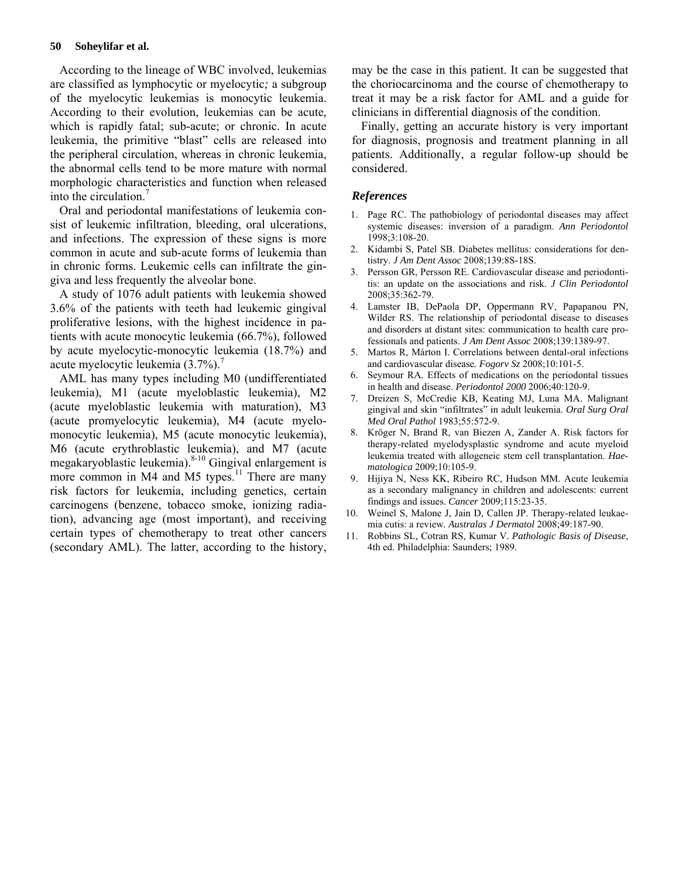According to the lineage of WBC involved, leukemias are classified as lymphocytic or myelocytic*;* a subgroup of the myelocytic leukemias is monocytic leukemia. According to their evolution, leukemias can be acute*,* which is rapidly fatal; sub-acute; or chronic. In acute leukemia, the primitive “blast” cells are released into the peripheral circulation, whereas in chronic leukemia, the abnormal cells tend to be more mature with normal morphologic characteristics and function when released into the circulation.[7]

Oral and periodontal manifestations of leukemia consist of leukemic infiltration, bleeding, oral ulcerations, and infections. The expression of these signs is more common in acute and sub-acute forms of leukemia than in chronic forms. Leukemic cells can infiltrate the gingiva and less frequently the alveolar bone.

A study of 1076 adult patients with leukemia showed 3.6% of the patients with teeth had leukemic gingival proliferative lesions, with the highest incidence in patients with acute monocytic leukemia (66.7%), followed by acute myelocytic-monocytic leukemia (18.7%) and acute myelocytic leukemia (3.7%).[7]

AML has many types including M0 (undifferentiated leukemia), M1 (acute myeloblastic leukemia), M2 (acute myeloblastic leukemia with maturation), M3 (acute promyelocytic leukemia), M4 (acute myelomonocytic leukemia), M5 (acute monocytic leukemia), M6 (acute erythroblastic leukemia), and M7 (acute megakaryoblastic leukemia).[8-10] Gingival enlargement is more common in M4 and M5 types.[11] There are many risk factors for leukemia, including genetics, certain carcinogens (benzene, tobacco smoke, ionizing radiation), advancing age (most important), and receiving certain types of chemotherapy to treat other cancers (secondary AML). The latter, according to the history, may be the case in this patient. It can be suggested that the choriocarcinoma and the course of chemotherapy to treat it may be a risk factor for AML and a guide for clinicians in differential diagnosis of the condition.

Finally, getting an accurate history is very important for diagnosis, prognosis and treatment planning in all patients. Additionally, a regular follow-up should be considered.

## *References*

1. Page RC. The pathobiology of periodontal diseases may affect systemic diseases: inversion of a paradigm. *Ann Periodontol* 1998;3:108-20.
2. Kidambi S, Patel SB. Diabetes mellitus: considerations for dentistry. *J Am Dent Assoc* 2008;139:8S-18S.
3. Persson GR, Persson RE. Cardiovascular disease and periodontitis: an update on the associations and risk. *J Clin Periodontol* 2008;35:362-79.
4. Lamster IB, DePaola DP, Oppermann RV, Papapanou PN, Wilder RS. The relationship of periodontal disease to diseases and disorders at distant sites: communication to health care professionals and patients. *J Am Dent Assoc* 2008;139:1389-97.
5. Martos R, Márton I. Correlations between dental-oral infections and cardiovascular disease. *Fogorv Sz* 2008;10:101-5.
6. Seymour RA. Effects of medications on the periodontal tissues in health and disease. *Periodontol 2000* 2006;40:120-9.
7. Dreizen S, McCredie KB, Keating MJ, Luna MA. Malignant gingival and skin “infiltrates” in adult leukemia. *Oral Surg Oral Med Oral Pathol* 1983;55:572-9.
8. Kröger N, Brand R, van Biezen A, Zander A. Risk factors for therapy-related myelodysplastic syndrome and acute myeloid leukemia treated with allogeneic stem cell transplantation. *Haematologica* 2009;10:105-9.
9. Hijiya N, Ness KK, Ribeiro RC, Hudson MM. Acute leukemia as a secondary malignancy in children and adolescents: current findings and issues. *Cancer* 2009;115:23-35.
10. Weinel S, Malone J, Jain D, Callen JP. Therapy-related leukaemia cutis: a review. *Australas J Dermatol* 2008;49:187-90.
11. Robbins SL, Cotran RS, Kumar V. *Pathologic Basis of Disease*, 4th ed. Philadelphia: Saunders; 1989.